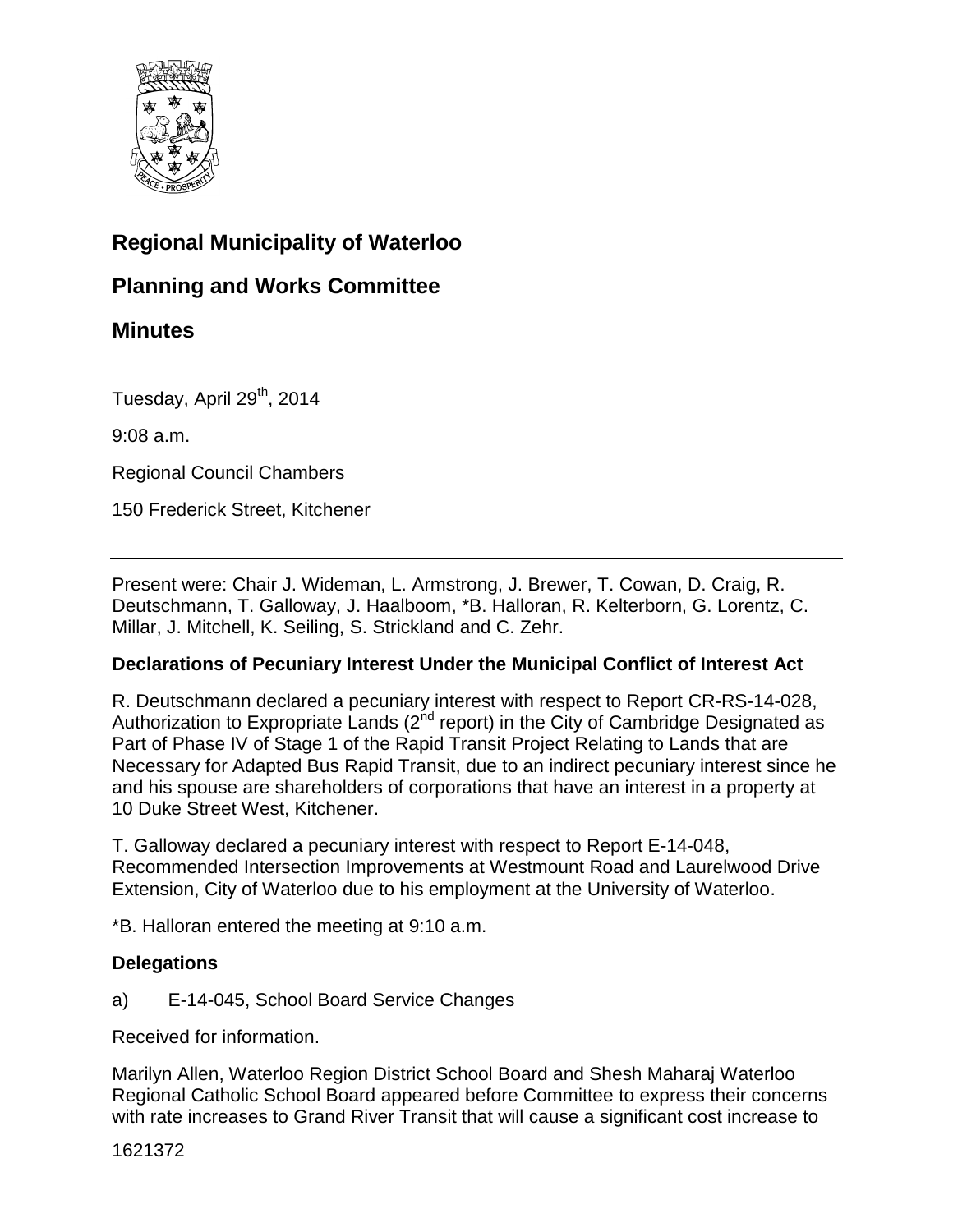# Regional Municipality of Waterloo

## Planning and Works Committee

## Minutes

Tuesday, April 29th, 2014

9:08 a.m.

Regional Council Chambers

150 Frederick Street, Kitchener

---

Present were: Chair J. Wideman, L. Armstrong, J. Brewer, T. Cowan, D. Craig, R. Deutschmann, T. Galloway, J. Haalboom, *B. Halloran, R. Kelterborn, G. Lorentz, C. Millar, J. Mitchell, K. Seiling, S. Strickland and C. Zehr.

**Declarations of Pecuniary Interest Under the Municipal Conflict of Interest Act**

R. Deutschmann declared a pecuniary interest with respect to Report CR-RS-14-028, Authorization to Expropriate Lands (2nd report) in the City of Cambridge Designated as Part of Phase IV of Stage 1 of the Rapid Transit Project Relating to Lands that are Necessary for Adapted Bus Rapid Transit, due to an indirect pecuniary interest since he and his spouse are shareholders of corporations that have an interest in a property at 10 Duke Street West, Kitchener.

T. Galloway declared a pecuniary interest with respect to Report E-14-048, Recommended Intersection Improvements at Westmount Road and Laurelwood Drive Extension, City of Waterloo due to his employment at the University of Waterloo.

*B. Halloran entered the meeting at 9:10 a.m.

**Delegations**

a) E-14-045, School Board Service Changes

Received for information.

Marilyn Allen, Waterloo Region District School Board and Shesh Maharaj Waterloo Regional Catholic School Board appeared before Committee to express their concerns with rate increases to Grand River Transit that will cause a significant cost increase to

1621372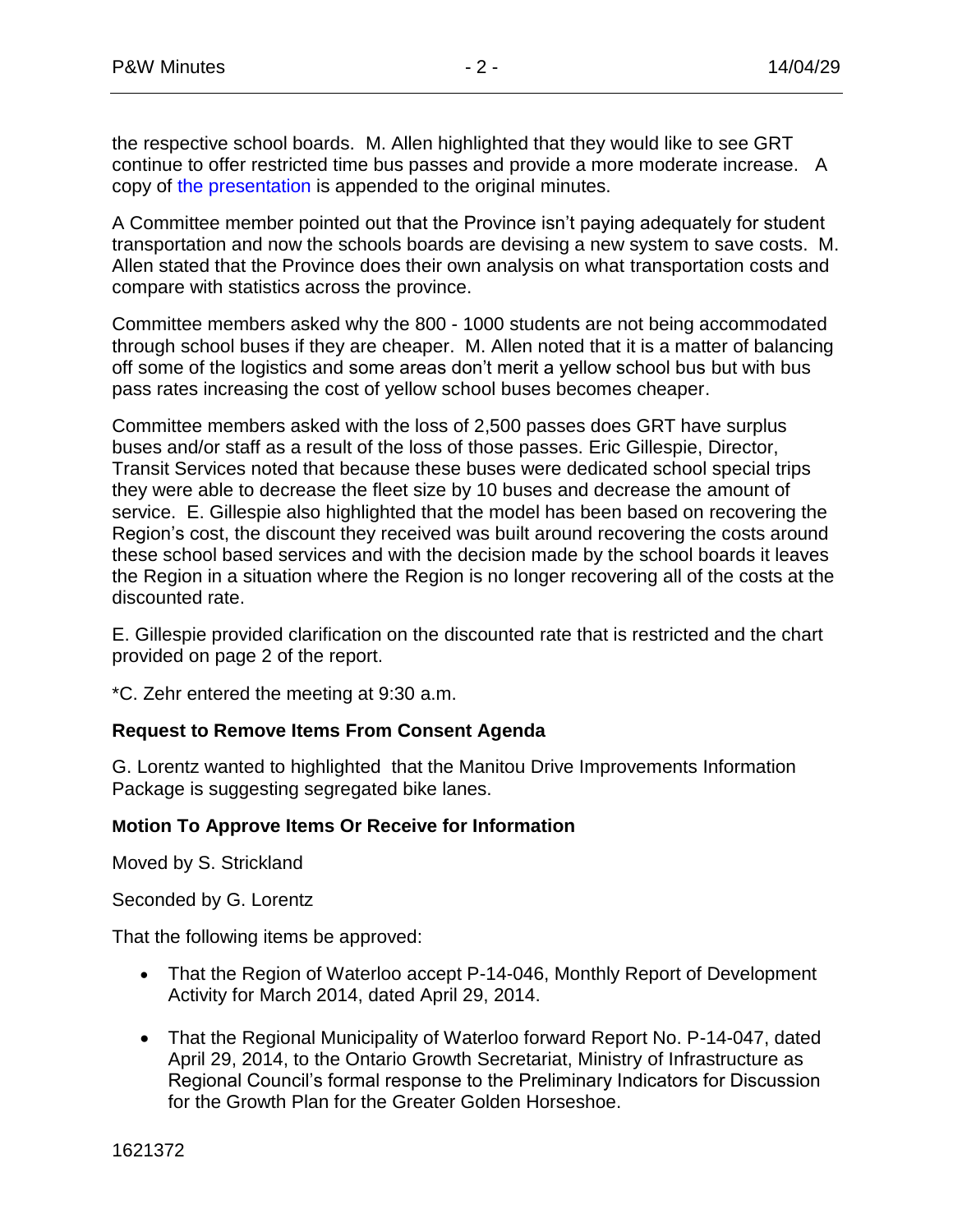the respective school boards. M. Allen highlighted that they would like to see GRT continue to offer restricted time bus passes and provide a more moderate increase. A copy of the presentation is appended to the original minutes.

A Committee member pointed out that the Province isn't paying adequately for student transportation and now the schools boards are devising a new system to save costs. M. Allen stated that the Province does their own analysis on what transportation costs and compare with statistics across the province.

Committee members asked why the 800 - 1000 students are not being accommodated through school buses if they are cheaper. M. Allen noted that it is a matter of balancing off some of the logistics and some areas don't merit a yellow school bus but with bus pass rates increasing the cost of yellow school buses becomes cheaper.

Committee members asked with the loss of 2,500 passes does GRT have surplus buses and/or staff as a result of the loss of those passes. Eric Gillespie, Director, Transit Services noted that because these buses were dedicated school special trips they were able to decrease the fleet size by 10 buses and decrease the amount of service. E. Gillespie also highlighted that the model has been based on recovering the Region's cost, the discount they received was built around recovering the costs around these school based services and with the decision made by the school boards it leaves the Region in a situation where the Region is no longer recovering all of the costs at the discounted rate.

E. Gillespie provided clarification on the discounted rate that is restricted and the chart provided on page 2 of the report.

*C. Zehr entered the meeting at 9:30 a.m.

**Request to Remove Items From Consent Agenda**

G. Lorentz wanted to highlighted that the Manitou Drive Improvements Information Package is suggesting segregated bike lanes.

**Motion To Approve Items Or Receive for Information**

Moved by S. Strickland

Seconded by G. Lorentz

That the following items be approved:

- That the Region of Waterloo accept P-14-046, Monthly Report of Development Activity for March 2014, dated April 29, 2014.
- That the Regional Municipality of Waterloo forward Report No. P-14-047, dated April 29, 2014, to the Ontario Growth Secretariat, Ministry of Infrastructure as Regional Council's formal response to the Preliminary Indicators for Discussion for the Growth Plan for the Greater Golden Horseshoe.

1621372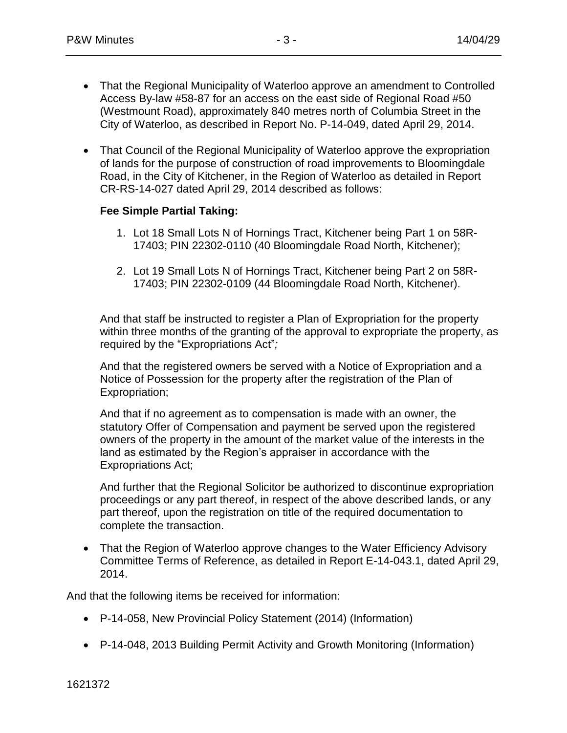- That the Regional Municipality of Waterloo approve an amendment to Controlled Access By-law #58-87 for an access on the east side of Regional Road #50 (Westmount Road), approximately 840 metres north of Columbia Street in the City of Waterloo, as described in Report No. P-14-049, dated April 29, 2014.

- That Council of the Regional Municipality of Waterloo approve the expropriation of lands for the purpose of construction of road improvements to Bloomingdale Road, in the City of Kitchener, in the Region of Waterloo as detailed in Report CR-RS-14-027 dated April 29, 2014 described as follows:

  **Fee Simple Partial Taking:**

  1. Lot 18 Small Lots N of Hornings Tract, Kitchener being Part 1 on 58R-17403; PIN 22302-0110 (40 Bloomingdale Road North, Kitchener);

  2. Lot 19 Small Lots N of Hornings Tract, Kitchener being Part 2 on 58R-17403; PIN 22302-0109 (44 Bloomingdale Road North, Kitchener).

  And that staff be instructed to register a Plan of Expropriation for the property within three months of the granting of the approval to expropriate the property, as required by the "Expropriations Act"*;*

  And that the registered owners be served with a Notice of Expropriation and a Notice of Possession for the property after the registration of the Plan of Expropriation;

  And that if no agreement as to compensation is made with an owner, the statutory Offer of Compensation and payment be served upon the registered owners of the property in the amount of the market value of the interests in the land as estimated by the Region's appraiser in accordance with the Expropriations Act;

  And further that the Regional Solicitor be authorized to discontinue expropriation proceedings or any part thereof, in respect of the above described lands, or any part thereof, upon the registration on title of the required documentation to complete the transaction.

- That the Region of Waterloo approve changes to the Water Efficiency Advisory Committee Terms of Reference, as detailed in Report E-14-043.1, dated April 29, 2014.

And that the following items be received for information:

- P-14-058, New Provincial Policy Statement (2014) (Information)

- P-14-048, 2013 Building Permit Activity and Growth Monitoring (Information)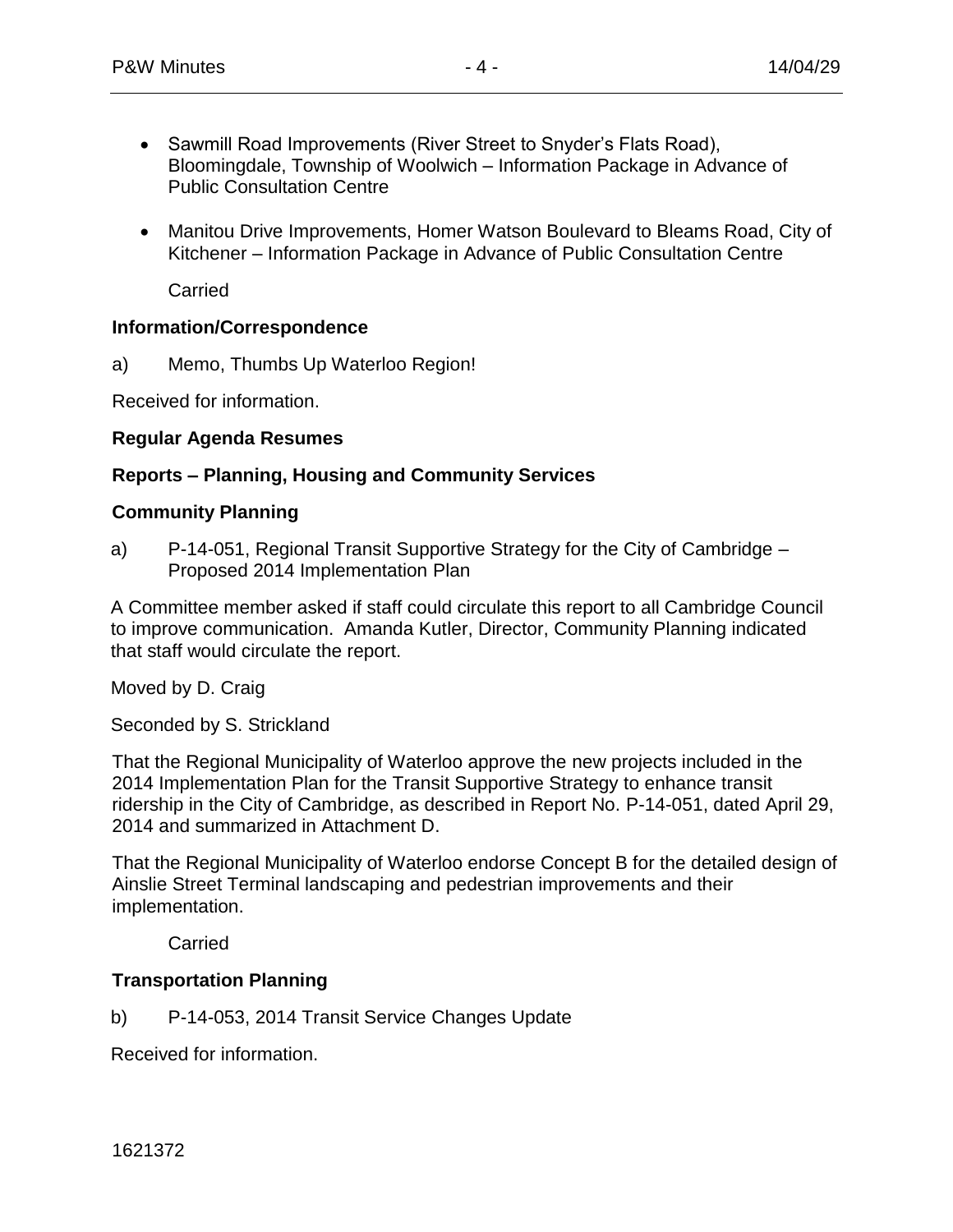- Sawmill Road Improvements (River Street to Snyder's Flats Road), Bloomingdale, Township of Woolwich – Information Package in Advance of Public Consultation Centre

- Manitou Drive Improvements, Homer Watson Boulevard to Bleams Road, City of Kitchener – Information Package in Advance of Public Consultation Centre

Carried

**Information/Correspondence**

a) Memo, Thumbs Up Waterloo Region!

Received for information.

**Regular Agenda Resumes**

**Reports – Planning, Housing and Community Services**

**Community Planning**

a) P-14-051, Regional Transit Supportive Strategy for the City of Cambridge – Proposed 2014 Implementation Plan

A Committee member asked if staff could circulate this report to all Cambridge Council to improve communication. Amanda Kutler, Director, Community Planning indicated that staff would circulate the report.

Moved by D. Craig

Seconded by S. Strickland

That the Regional Municipality of Waterloo approve the new projects included in the 2014 Implementation Plan for the Transit Supportive Strategy to enhance transit ridership in the City of Cambridge, as described in Report No. P-14-051, dated April 29, 2014 and summarized in Attachment D.

That the Regional Municipality of Waterloo endorse Concept B for the detailed design of Ainslie Street Terminal landscaping and pedestrian improvements and their implementation.

Carried

**Transportation Planning**

b) P-14-053, 2014 Transit Service Changes Update

Received for information.

1621372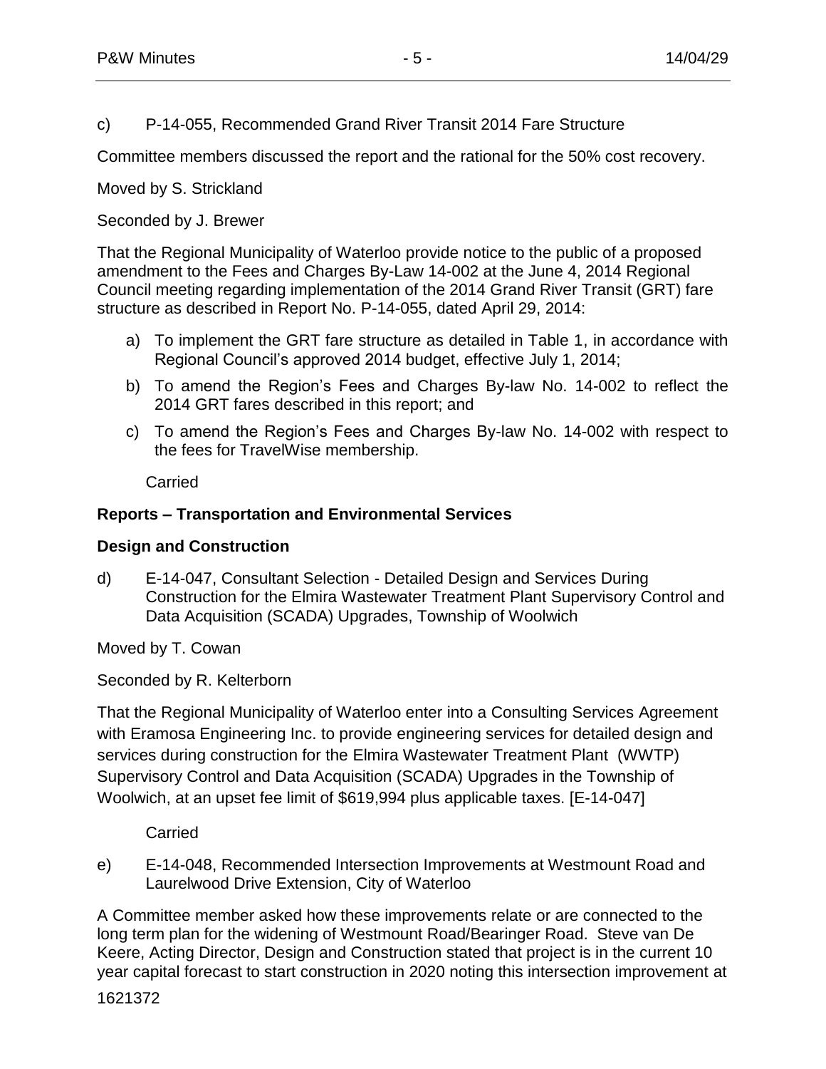c) P-14-055, Recommended Grand River Transit 2014 Fare Structure

Committee members discussed the report and the rational for the 50% cost recovery.

Moved by S. Strickland

Seconded by J. Brewer

That the Regional Municipality of Waterloo provide notice to the public of a proposed amendment to the Fees and Charges By-Law 14-002 at the June 4, 2014 Regional Council meeting regarding implementation of the 2014 Grand River Transit (GRT) fare structure as described in Report No. P-14-055, dated April 29, 2014:

a) To implement the GRT fare structure as detailed in Table 1, in accordance with Regional Council's approved 2014 budget, effective July 1, 2014;

b) To amend the Region's Fees and Charges By-law No. 14-002 to reflect the 2014 GRT fares described in this report; and

c) To amend the Region's Fees and Charges By-law No. 14-002 with respect to the fees for TravelWise membership.

Carried

**Reports – Transportation and Environmental Services**

**Design and Construction**

d) E-14-047, Consultant Selection - Detailed Design and Services During Construction for the Elmira Wastewater Treatment Plant Supervisory Control and Data Acquisition (SCADA) Upgrades, Township of Woolwich

Moved by T. Cowan

Seconded by R. Kelterborn

That the Regional Municipality of Waterloo enter into a Consulting Services Agreement with Eramosa Engineering Inc. to provide engineering services for detailed design and services during construction for the Elmira Wastewater Treatment Plant (WWTP) Supervisory Control and Data Acquisition (SCADA) Upgrades in the Township of Woolwich, at an upset fee limit of $619,994 plus applicable taxes. [E-14-047]

Carried

e) E-14-048, Recommended Intersection Improvements at Westmount Road and Laurelwood Drive Extension, City of Waterloo

A Committee member asked how these improvements relate or are connected to the long term plan for the widening of Westmount Road/Bearinger Road. Steve van De Keere, Acting Director, Design and Construction stated that project is in the current 10 year capital forecast to start construction in 2020 noting this intersection improvement at

1621372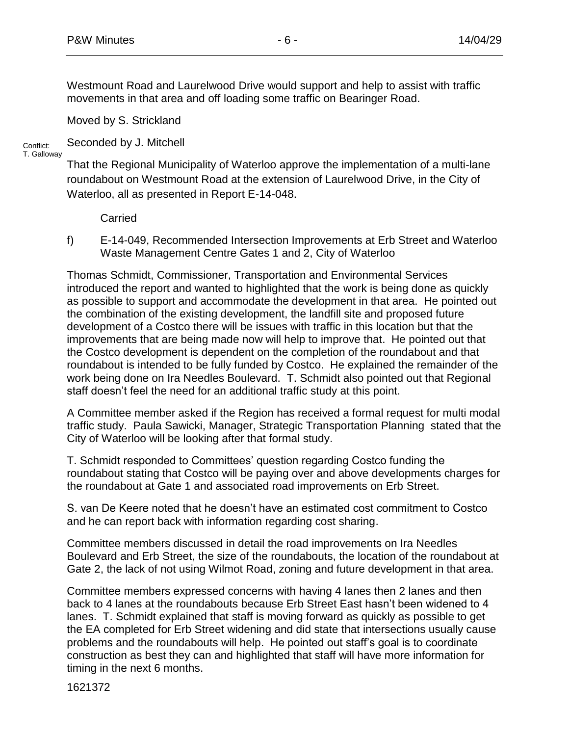Westmount Road and Laurelwood Drive would support and help to assist with traffic movements in that area and off loading some traffic on Bearinger Road.

Moved by S. Strickland

Conflict: T. Galloway

Seconded by J. Mitchell

That the Regional Municipality of Waterloo approve the implementation of a multi-lane roundabout on Westmount Road at the extension of Laurelwood Drive, in the City of Waterloo, all as presented in Report E-14-048.

Carried

f) E-14-049, Recommended Intersection Improvements at Erb Street and Waterloo Waste Management Centre Gates 1 and 2, City of Waterloo

Thomas Schmidt, Commissioner, Transportation and Environmental Services introduced the report and wanted to highlighted that the work is being done as quickly as possible to support and accommodate the development in that area. He pointed out the combination of the existing development, the landfill site and proposed future development of a Costco there will be issues with traffic in this location but that the improvements that are being made now will help to improve that. He pointed out that the Costco development is dependent on the completion of the roundabout and that roundabout is intended to be fully funded by Costco. He explained the remainder of the work being done on Ira Needles Boulevard. T. Schmidt also pointed out that Regional staff doesn't feel the need for an additional traffic study at this point.

A Committee member asked if the Region has received a formal request for multi modal traffic study. Paula Sawicki, Manager, Strategic Transportation Planning stated that the City of Waterloo will be looking after that formal study.

T. Schmidt responded to Committees' question regarding Costco funding the roundabout stating that Costco will be paying over and above developments charges for the roundabout at Gate 1 and associated road improvements on Erb Street.

S. van De Keere noted that he doesn't have an estimated cost commitment to Costco and he can report back with information regarding cost sharing.

Committee members discussed in detail the road improvements on Ira Needles Boulevard and Erb Street, the size of the roundabouts, the location of the roundabout at Gate 2, the lack of not using Wilmot Road, zoning and future development in that area.

Committee members expressed concerns with having 4 lanes then 2 lanes and then back to 4 lanes at the roundabouts because Erb Street East hasn't been widened to 4 lanes. T. Schmidt explained that staff is moving forward as quickly as possible to get the EA completed for Erb Street widening and did state that intersections usually cause problems and the roundabouts will help. He pointed out staff's goal is to coordinate construction as best they can and highlighted that staff will have more information for timing in the next 6 months.

1621372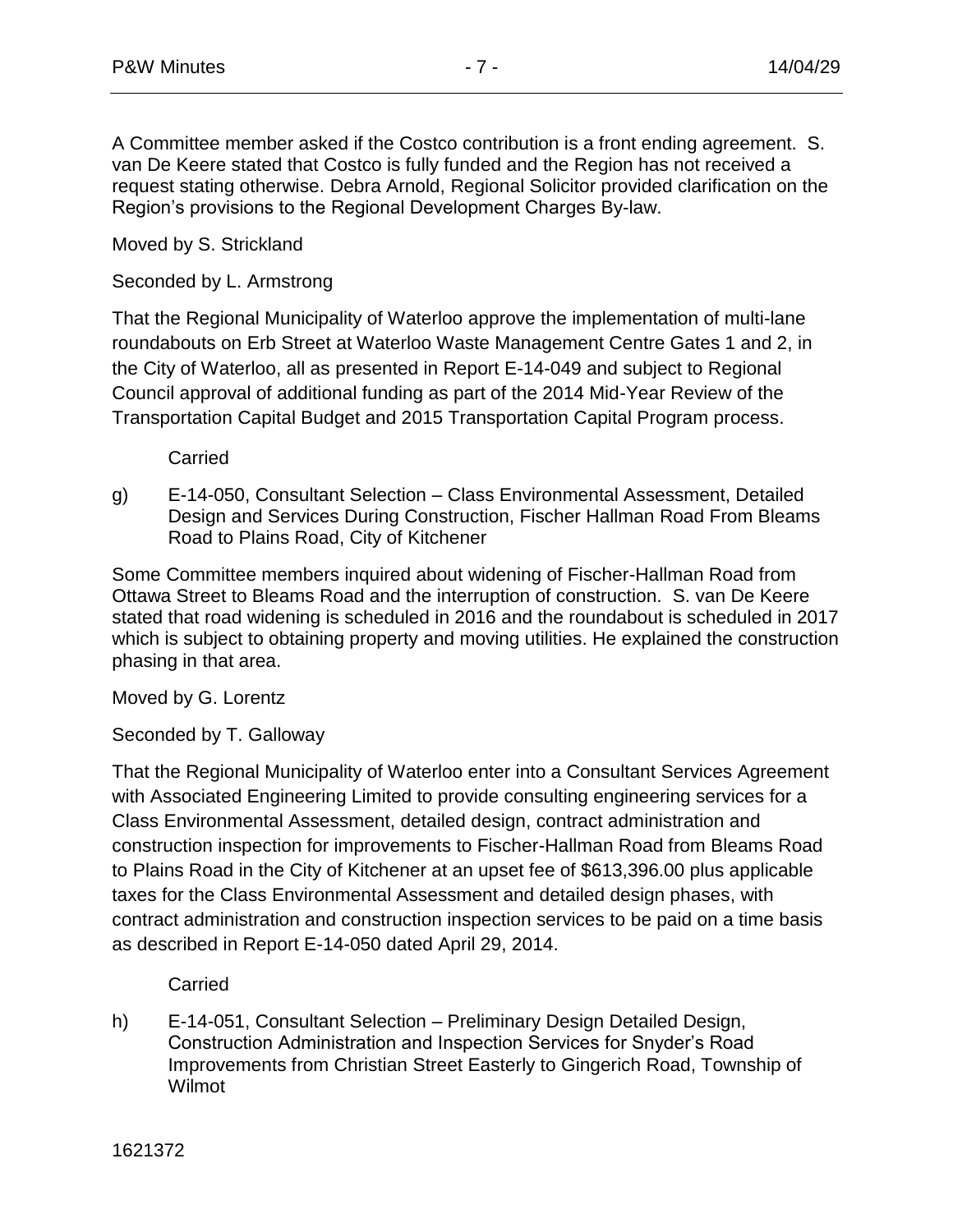A Committee member asked if the Costco contribution is a front ending agreement. S. van De Keere stated that Costco is fully funded and the Region has not received a request stating otherwise. Debra Arnold, Regional Solicitor provided clarification on the Region's provisions to the Regional Development Charges By-law.

Moved by S. Strickland

Seconded by L. Armstrong

That the Regional Municipality of Waterloo approve the implementation of multi-lane roundabouts on Erb Street at Waterloo Waste Management Centre Gates 1 and 2, in the City of Waterloo, all as presented in Report E-14-049 and subject to Regional Council approval of additional funding as part of the 2014 Mid-Year Review of the Transportation Capital Budget and 2015 Transportation Capital Program process.

Carried

g) E-14-050, Consultant Selection – Class Environmental Assessment, Detailed Design and Services During Construction, Fischer Hallman Road From Bleams Road to Plains Road, City of Kitchener

Some Committee members inquired about widening of Fischer-Hallman Road from Ottawa Street to Bleams Road and the interruption of construction. S. van De Keere stated that road widening is scheduled in 2016 and the roundabout is scheduled in 2017 which is subject to obtaining property and moving utilities. He explained the construction phasing in that area.

Moved by G. Lorentz

Seconded by T. Galloway

That the Regional Municipality of Waterloo enter into a Consultant Services Agreement with Associated Engineering Limited to provide consulting engineering services for a Class Environmental Assessment, detailed design, contract administration and construction inspection for improvements to Fischer-Hallman Road from Bleams Road to Plains Road in the City of Kitchener at an upset fee of $613,396.00 plus applicable taxes for the Class Environmental Assessment and detailed design phases, with contract administration and construction inspection services to be paid on a time basis as described in Report E-14-050 dated April 29, 2014.

Carried

h) E-14-051, Consultant Selection – Preliminary Design Detailed Design, Construction Administration and Inspection Services for Snyder's Road Improvements from Christian Street Easterly to Gingerich Road, Township of Wilmot

1621372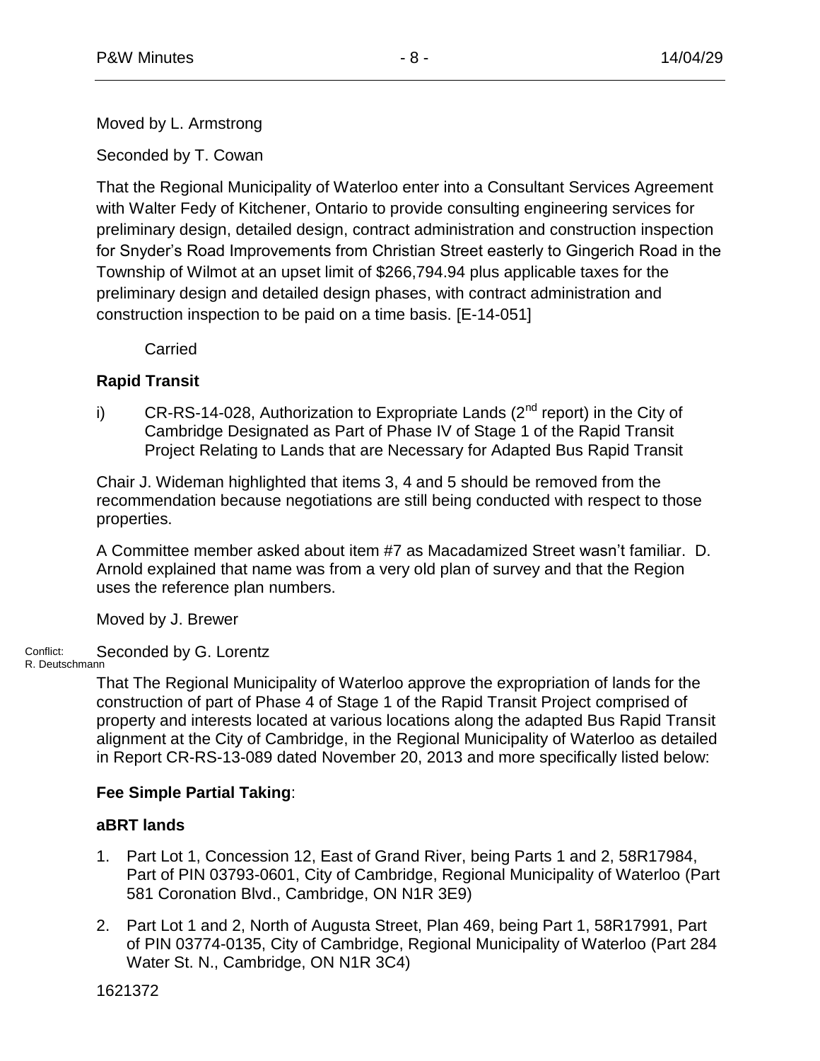Moved by L. Armstrong

Seconded by T. Cowan

That the Regional Municipality of Waterloo enter into a Consultant Services Agreement with Walter Fedy of Kitchener, Ontario to provide consulting engineering services for preliminary design, detailed design, contract administration and construction inspection for Snyder's Road Improvements from Christian Street easterly to Gingerich Road in the Township of Wilmot at an upset limit of $266,794.94 plus applicable taxes for the preliminary design and detailed design phases, with contract administration and construction inspection to be paid on a time basis. [E-14-051]

Carried

**Rapid Transit**

i) CR-RS-14-028, Authorization to Expropriate Lands (2nd report) in the City of Cambridge Designated as Part of Phase IV of Stage 1 of the Rapid Transit Project Relating to Lands that are Necessary for Adapted Bus Rapid Transit

Chair J. Wideman highlighted that items 3, 4 and 5 should be removed from the recommendation because negotiations are still being conducted with respect to those properties.

A Committee member asked about item #7 as Macadamized Street wasn't familiar. D. Arnold explained that name was from a very old plan of survey and that the Region uses the reference plan numbers.

Moved by J. Brewer

Conflict: R. Deutschmann

Seconded by G. Lorentz

That The Regional Municipality of Waterloo approve the expropriation of lands for the construction of part of Phase 4 of Stage 1 of the Rapid Transit Project comprised of property and interests located at various locations along the adapted Bus Rapid Transit alignment at the City of Cambridge, in the Regional Municipality of Waterloo as detailed in Report CR-RS-13-089 dated November 20, 2013 and more specifically listed below:

**Fee Simple Partial Taking**:

**aBRT lands**

1. Part Lot 1, Concession 12, East of Grand River, being Parts 1 and 2, 58R17984, Part of PIN 03793-0601, City of Cambridge, Regional Municipality of Waterloo (Part 581 Coronation Blvd., Cambridge, ON N1R 3E9)
2. Part Lot 1 and 2, North of Augusta Street, Plan 469, being Part 1, 58R17991, Part of PIN 03774-0135, City of Cambridge, Regional Municipality of Waterloo (Part 284 Water St. N., Cambridge, ON N1R 3C4)

1621372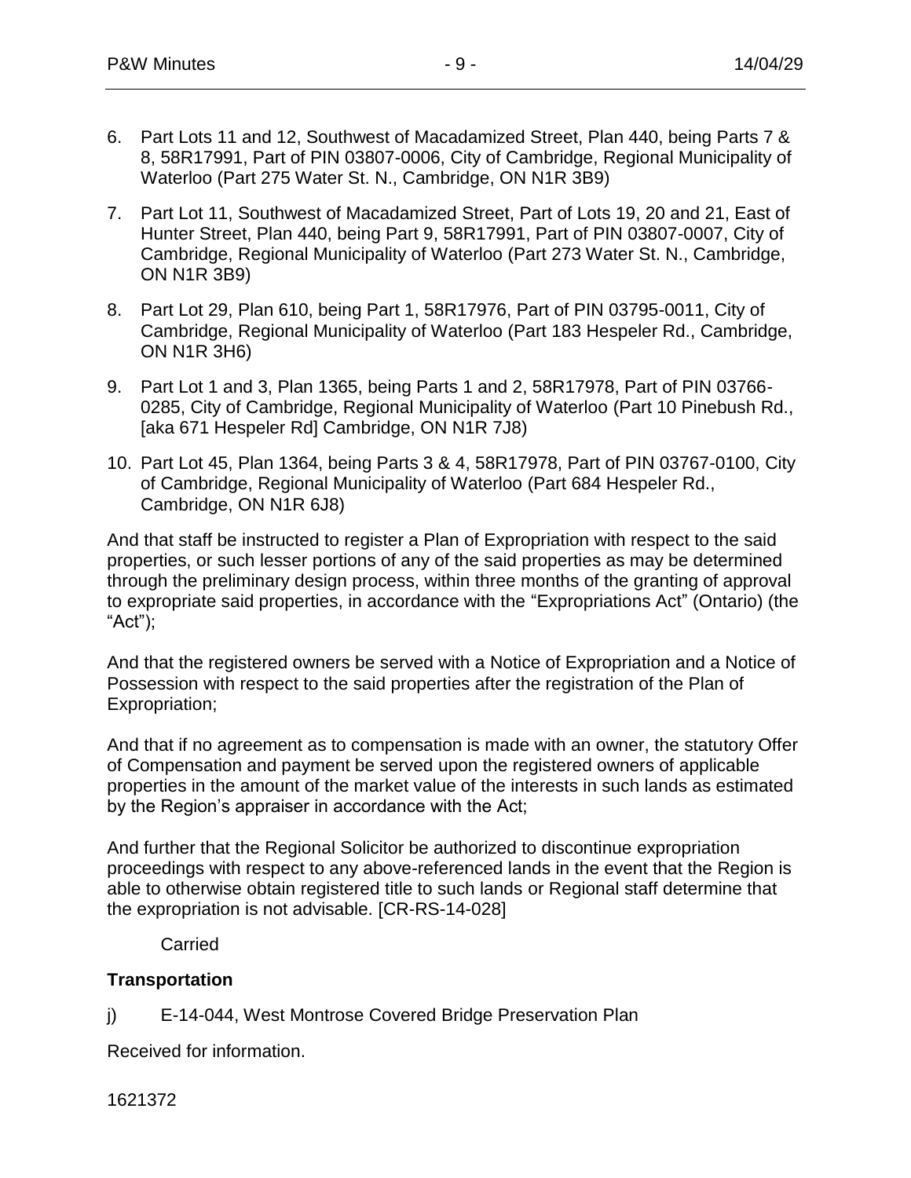6. Part Lots 11 and 12, Southwest of Macadamized Street, Plan 440, being Parts 7 & 8, 58R17991, Part of PIN 03807-0006, City of Cambridge, Regional Municipality of Waterloo (Part 275 Water St. N., Cambridge, ON N1R 3B9)

7. Part Lot 11, Southwest of Macadamized Street, Part of Lots 19, 20 and 21, East of Hunter Street, Plan 440, being Part 9, 58R17991, Part of PIN 03807-0007, City of Cambridge, Regional Municipality of Waterloo (Part 273 Water St. N., Cambridge, ON N1R 3B9)

8. Part Lot 29, Plan 610, being Part 1, 58R17976, Part of PIN 03795-0011, City of Cambridge, Regional Municipality of Waterloo (Part 183 Hespeler Rd., Cambridge, ON N1R 3H6)

9. Part Lot 1 and 3, Plan 1365, being Parts 1 and 2, 58R17978, Part of PIN 03766-0285, City of Cambridge, Regional Municipality of Waterloo (Part 10 Pinebush Rd., [aka 671 Hespeler Rd] Cambridge, ON N1R 7J8)

10. Part Lot 45, Plan 1364, being Parts 3 & 4, 58R17978, Part of PIN 03767-0100, City of Cambridge, Regional Municipality of Waterloo (Part 684 Hespeler Rd., Cambridge, ON N1R 6J8)

And that staff be instructed to register a Plan of Expropriation with respect to the said properties, or such lesser portions of any of the said properties as may be determined through the preliminary design process, within three months of the granting of approval to expropriate said properties, in accordance with the "Expropriations Act" (Ontario) (the "Act");

And that the registered owners be served with a Notice of Expropriation and a Notice of Possession with respect to the said properties after the registration of the Plan of Expropriation;

And that if no agreement as to compensation is made with an owner, the statutory Offer of Compensation and payment be served upon the registered owners of applicable properties in the amount of the market value of the interests in such lands as estimated by the Region's appraiser in accordance with the Act;

And further that the Regional Solicitor be authorized to discontinue expropriation proceedings with respect to any above-referenced lands in the event that the Region is able to otherwise obtain registered title to such lands or Regional staff determine that the expropriation is not advisable. [CR-RS-14-028]

Carried

**Transportation**

j) E-14-044, West Montrose Covered Bridge Preservation Plan

Received for information.

1621372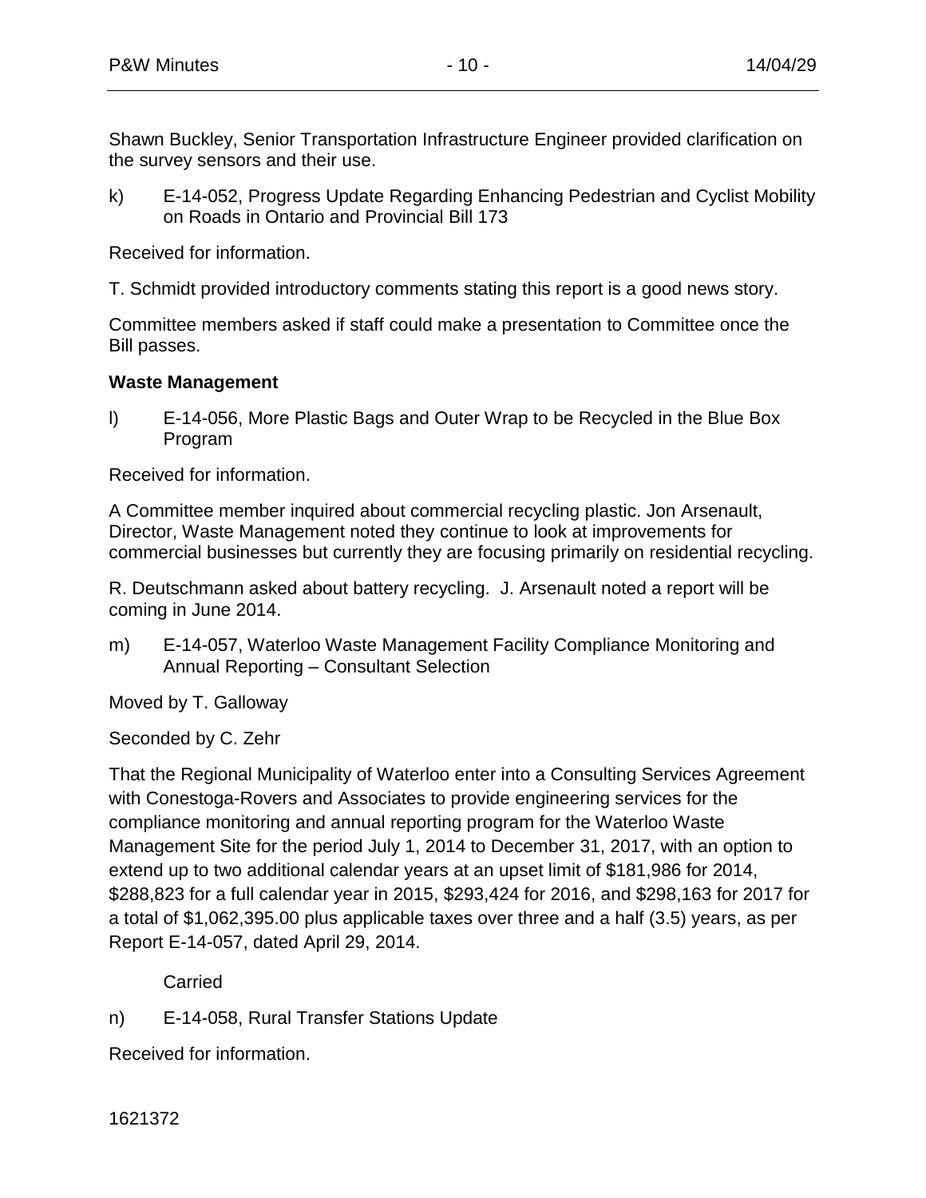Shawn Buckley, Senior Transportation Infrastructure Engineer provided clarification on the survey sensors and their use.

k) E-14-052, Progress Update Regarding Enhancing Pedestrian and Cyclist Mobility on Roads in Ontario and Provincial Bill 173

Received for information.

T. Schmidt provided introductory comments stating this report is a good news story.

Committee members asked if staff could make a presentation to Committee once the Bill passes.

**Waste Management**

l) E-14-056, More Plastic Bags and Outer Wrap to be Recycled in the Blue Box Program

Received for information.

A Committee member inquired about commercial recycling plastic. Jon Arsenault, Director, Waste Management noted they continue to look at improvements for commercial businesses but currently they are focusing primarily on residential recycling.

R. Deutschmann asked about battery recycling. J. Arsenault noted a report will be coming in June 2014.

m) E-14-057, Waterloo Waste Management Facility Compliance Monitoring and Annual Reporting – Consultant Selection

Moved by T. Galloway

Seconded by C. Zehr

That the Regional Municipality of Waterloo enter into a Consulting Services Agreement with Conestoga-Rovers and Associates to provide engineering services for the compliance monitoring and annual reporting program for the Waterloo Waste Management Site for the period July 1, 2014 to December 31, 2017, with an option to extend up to two additional calendar years at an upset limit of $181,986 for 2014, $288,823 for a full calendar year in 2015, $293,424 for 2016, and $298,163 for 2017 for a total of $1,062,395.00 plus applicable taxes over three and a half (3.5) years, as per Report E-14-057, dated April 29, 2014.

Carried

n) E-14-058, Rural Transfer Stations Update

Received for information.

1621372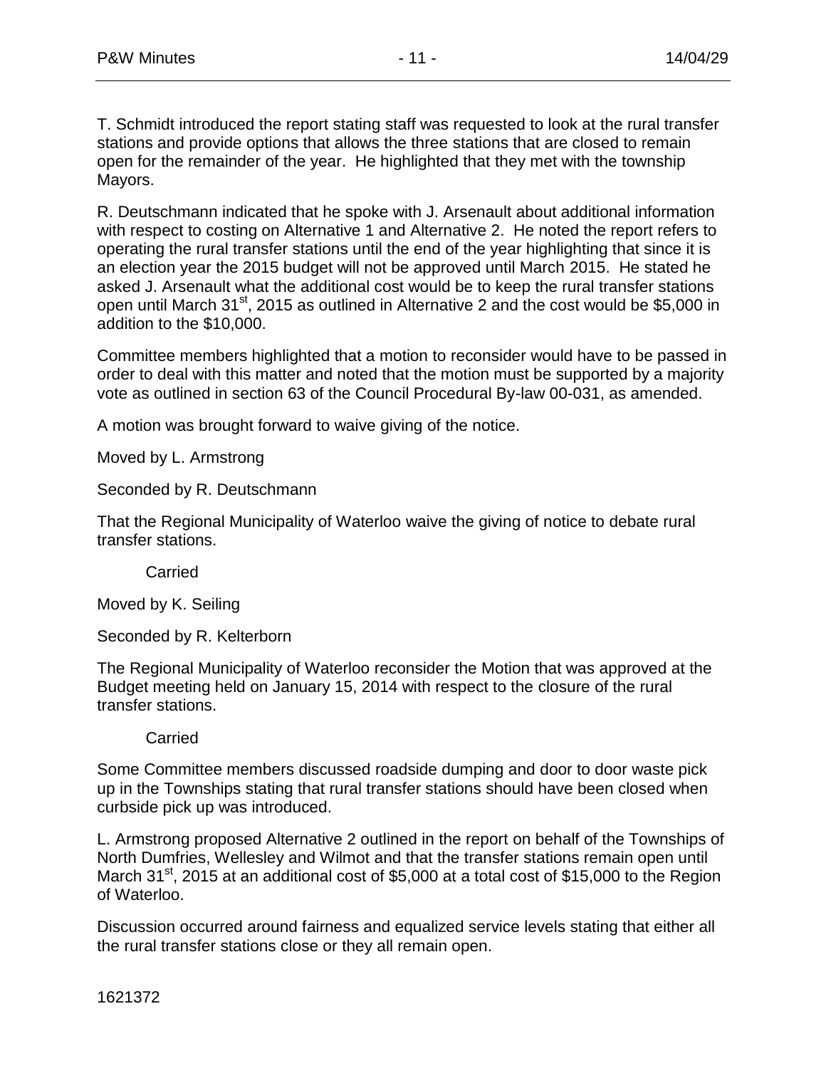T. Schmidt introduced the report stating staff was requested to look at the rural transfer stations and provide options that allows the three stations that are closed to remain open for the remainder of the year. He highlighted that they met with the township Mayors.

R. Deutschmann indicated that he spoke with J. Arsenault about additional information with respect to costing on Alternative 1 and Alternative 2. He noted the report refers to operating the rural transfer stations until the end of the year highlighting that since it is an election year the 2015 budget will not be approved until March 2015. He stated he asked J. Arsenault what the additional cost would be to keep the rural transfer stations open until March 31st, 2015 as outlined in Alternative 2 and the cost would be $5,000 in addition to the $10,000.

Committee members highlighted that a motion to reconsider would have to be passed in order to deal with this matter and noted that the motion must be supported by a majority vote as outlined in section 63 of the Council Procedural By-law 00-031, as amended.

A motion was brought forward to waive giving of the notice.

Moved by L. Armstrong

Seconded by R. Deutschmann

That the Regional Municipality of Waterloo waive the giving of notice to debate rural transfer stations.

Carried

Moved by K. Seiling

Seconded by R. Kelterborn

The Regional Municipality of Waterloo reconsider the Motion that was approved at the Budget meeting held on January 15, 2014 with respect to the closure of the rural transfer stations.

Carried

Some Committee members discussed roadside dumping and door to door waste pick up in the Townships stating that rural transfer stations should have been closed when curbside pick up was introduced.

L. Armstrong proposed Alternative 2 outlined in the report on behalf of the Townships of North Dumfries, Wellesley and Wilmot and that the transfer stations remain open until March 31st, 2015 at an additional cost of $5,000 at a total cost of $15,000 to the Region of Waterloo.

Discussion occurred around fairness and equalized service levels stating that either all the rural transfer stations close or they all remain open.

1621372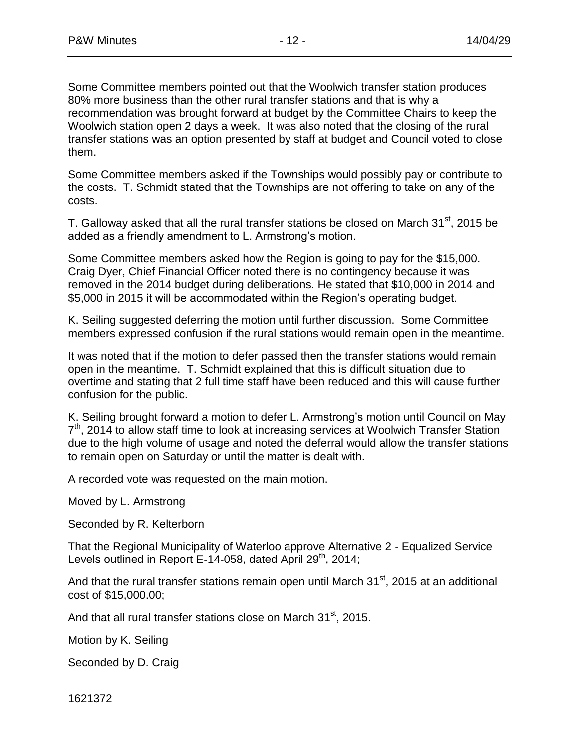Some Committee members pointed out that the Woolwich transfer station produces 80% more business than the other rural transfer stations and that is why a recommendation was brought forward at budget by the Committee Chairs to keep the Woolwich station open 2 days a week. It was also noted that the closing of the rural transfer stations was an option presented by staff at budget and Council voted to close them.

Some Committee members asked if the Townships would possibly pay or contribute to the costs. T. Schmidt stated that the Townships are not offering to take on any of the costs.

T. Galloway asked that all the rural transfer stations be closed on March 31st, 2015 be added as a friendly amendment to L. Armstrong's motion.

Some Committee members asked how the Region is going to pay for the $15,000. Craig Dyer, Chief Financial Officer noted there is no contingency because it was removed in the 2014 budget during deliberations. He stated that $10,000 in 2014 and $5,000 in 2015 it will be accommodated within the Region's operating budget.

K. Seiling suggested deferring the motion until further discussion. Some Committee members expressed confusion if the rural stations would remain open in the meantime.

It was noted that if the motion to defer passed then the transfer stations would remain open in the meantime. T. Schmidt explained that this is difficult situation due to overtime and stating that 2 full time staff have been reduced and this will cause further confusion for the public.

K. Seiling brought forward a motion to defer L. Armstrong's motion until Council on May 7th, 2014 to allow staff time to look at increasing services at Woolwich Transfer Station due to the high volume of usage and noted the deferral would allow the transfer stations to remain open on Saturday or until the matter is dealt with.

A recorded vote was requested on the main motion.

Moved by L. Armstrong

Seconded by R. Kelterborn

That the Regional Municipality of Waterloo approve Alternative 2 - Equalized Service Levels outlined in Report E-14-058, dated April 29th, 2014;

And that the rural transfer stations remain open until March 31st, 2015 at an additional cost of $15,000.00;

And that all rural transfer stations close on March 31st, 2015.

Motion by K. Seiling

Seconded by D. Craig

1621372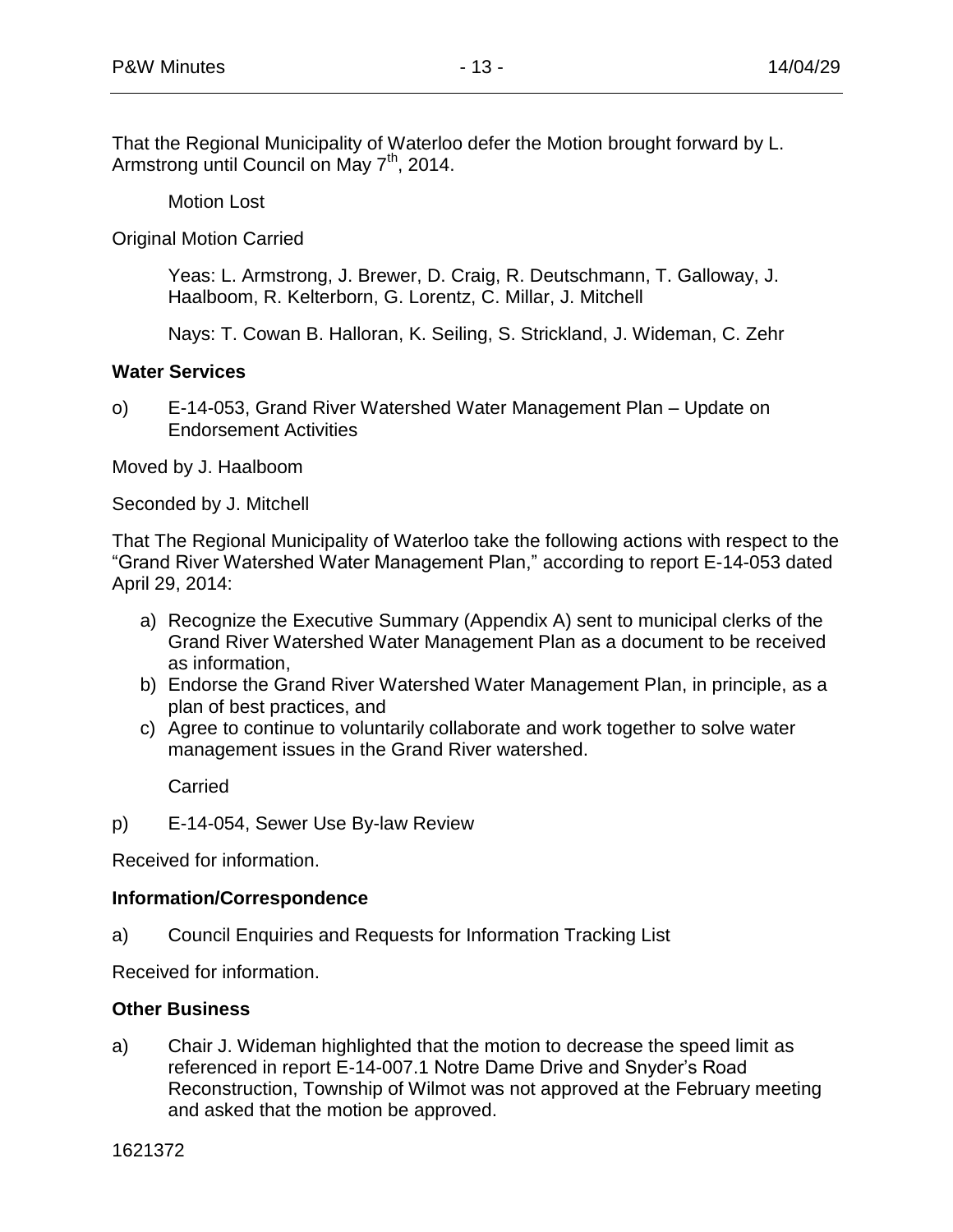That the Regional Municipality of Waterloo defer the Motion brought forward by L. Armstrong until Council on May 7th, 2014.

Motion Lost

Original Motion Carried

Yeas: L. Armstrong, J. Brewer, D. Craig, R. Deutschmann, T. Galloway, J. Haalboom, R. Kelterborn, G. Lorentz, C. Millar, J. Mitchell

Nays: T. Cowan B. Halloran, K. Seiling, S. Strickland, J. Wideman, C. Zehr

**Water Services**

o) E-14-053, Grand River Watershed Water Management Plan – Update on Endorsement Activities

Moved by J. Haalboom

Seconded by J. Mitchell

That The Regional Municipality of Waterloo take the following actions with respect to the "Grand River Watershed Water Management Plan," according to report E-14-053 dated April 29, 2014:

a) Recognize the Executive Summary (Appendix A) sent to municipal clerks of the Grand River Watershed Water Management Plan as a document to be received as information,
b) Endorse the Grand River Watershed Water Management Plan, in principle, as a plan of best practices, and
c) Agree to continue to voluntarily collaborate and work together to solve water management issues in the Grand River watershed.

Carried

p) E-14-054, Sewer Use By-law Review

Received for information.

**Information/Correspondence**

a) Council Enquiries and Requests for Information Tracking List

Received for information.

**Other Business**

a) Chair J. Wideman highlighted that the motion to decrease the speed limit as referenced in report E-14-007.1 Notre Dame Drive and Snyder's Road Reconstruction, Township of Wilmot was not approved at the February meeting and asked that the motion be approved.

1621372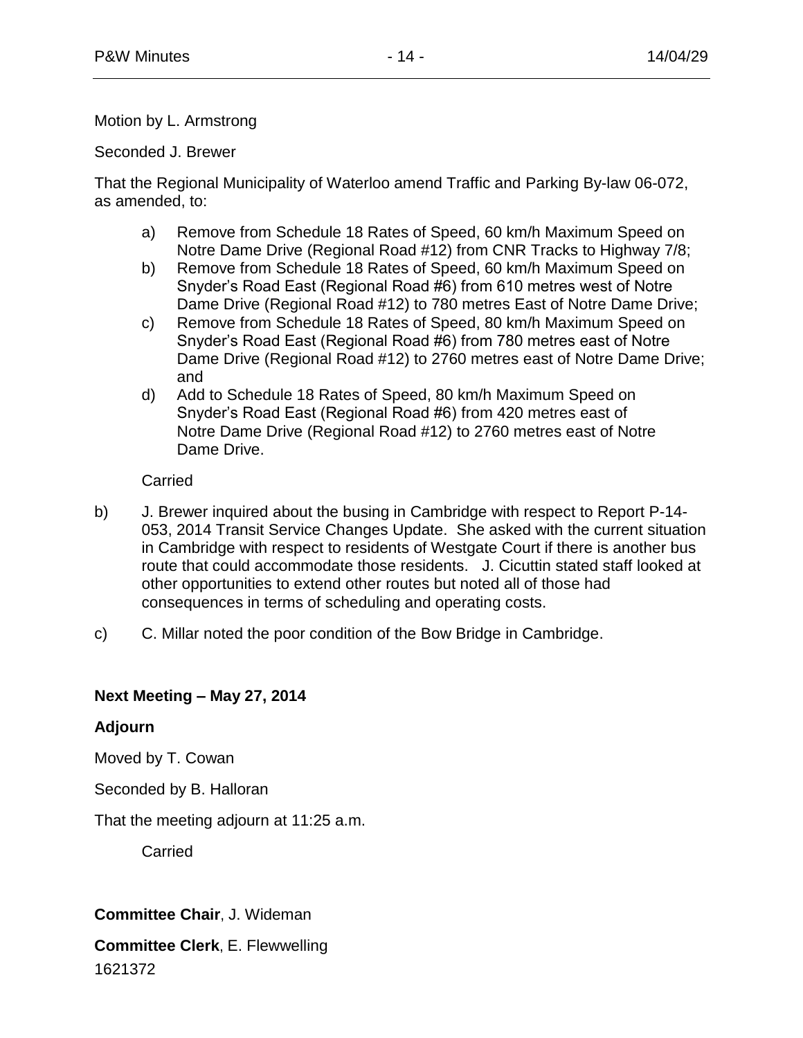Motion by L. Armstrong

Seconded J. Brewer

That the Regional Municipality of Waterloo amend Traffic and Parking By-law 06-072, as amended, to:

a) Remove from Schedule 18 Rates of Speed, 60 km/h Maximum Speed on Notre Dame Drive (Regional Road #12) from CNR Tracks to Highway 7/8;
b) Remove from Schedule 18 Rates of Speed, 60 km/h Maximum Speed on Snyder's Road East (Regional Road #6) from 610 metres west of Notre Dame Drive (Regional Road #12) to 780 metres East of Notre Dame Drive;
c) Remove from Schedule 18 Rates of Speed, 80 km/h Maximum Speed on Snyder's Road East (Regional Road #6) from 780 metres east of Notre Dame Drive (Regional Road #12) to 2760 metres east of Notre Dame Drive; and
d) Add to Schedule 18 Rates of Speed, 80 km/h Maximum Speed on Snyder's Road East (Regional Road #6) from 420 metres east of Notre Dame Drive (Regional Road #12) to 2760 metres east of Notre Dame Drive.

Carried

b) J. Brewer inquired about the busing in Cambridge with respect to Report P-14-053, 2014 Transit Service Changes Update. She asked with the current situation in Cambridge with respect to residents of Westgate Court if there is another bus route that could accommodate those residents. J. Cicuttin stated staff looked at other opportunities to extend other routes but noted all of those had consequences in terms of scheduling and operating costs.

c) C. Millar noted the poor condition of the Bow Bridge in Cambridge.

**Next Meeting – May 27, 2014**

**Adjourn**

Moved by T. Cowan

Seconded by B. Halloran

That the meeting adjourn at 11:25 a.m.

Carried

**Committee Chair**, J. Wideman

**Committee Clerk**, E. Flewwelling

1621372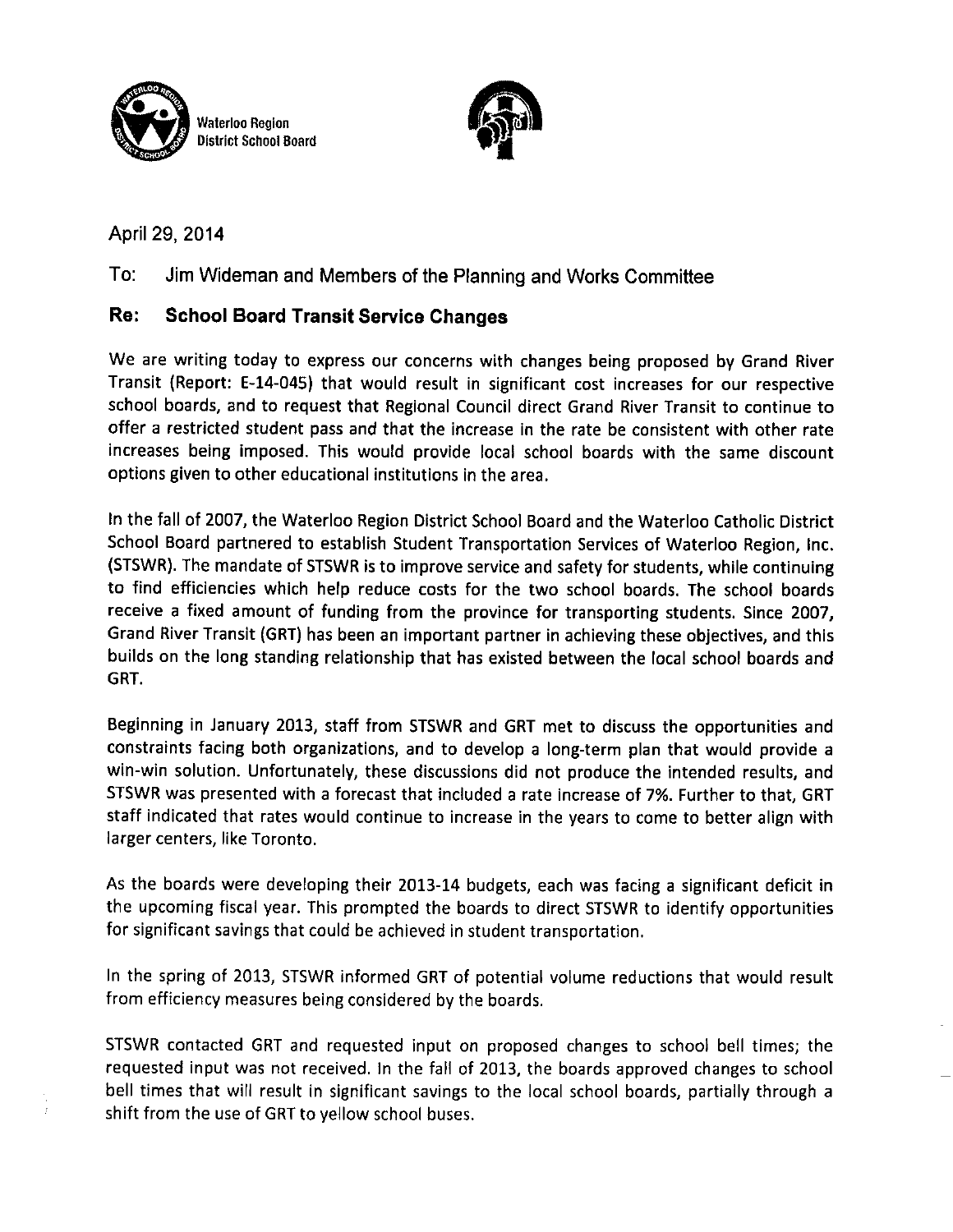Waterloo Region District School Board

April 29, 2014

To: Jim Wideman and Members of the Planning and Works Committee

**Re: School Board Transit Service Changes**

We are writing today to express our concerns with changes being proposed by Grand River Transit (Report: E-14-045) that would result in significant cost increases for our respective school boards, and to request that Regional Council direct Grand River Transit to continue to offer a restricted student pass and that the increase in the rate be consistent with other rate increases being imposed. This would provide local school boards with the same discount options given to other educational institutions in the area.

In the fall of 2007, the Waterloo Region District School Board and the Waterloo Catholic District School Board partnered to establish Student Transportation Services of Waterloo Region, Inc. (STSWR). The mandate of STSWR is to improve service and safety for students, while continuing to find efficiencies which help reduce costs for the two school boards. The school boards receive a fixed amount of funding from the province for transporting students. Since 2007, Grand River Transit (GRT) has been an important partner in achieving these objectives, and this builds on the long standing relationship that has existed between the local school boards and GRT.

Beginning in January 2013, staff from STSWR and GRT met to discuss the opportunities and constraints facing both organizations, and to develop a long-term plan that would provide a win-win solution. Unfortunately, these discussions did not produce the intended results, and STSWR was presented with a forecast that included a rate increase of 7%. Further to that, GRT staff indicated that rates would continue to increase in the years to come to better align with larger centers, like Toronto.

As the boards were developing their 2013-14 budgets, each was facing a significant deficit in the upcoming fiscal year. This prompted the boards to direct STSWR to identify opportunities for significant savings that could be achieved in student transportation.

In the spring of 2013, STSWR informed GRT of potential volume reductions that would result from efficiency measures being considered by the boards.

STSWR contacted GRT and requested input on proposed changes to school bell times; the requested input was not received. In the fall of 2013, the boards approved changes to school bell times that will result in significant savings to the local school boards, partially through a shift from the use of GRT to yellow school buses.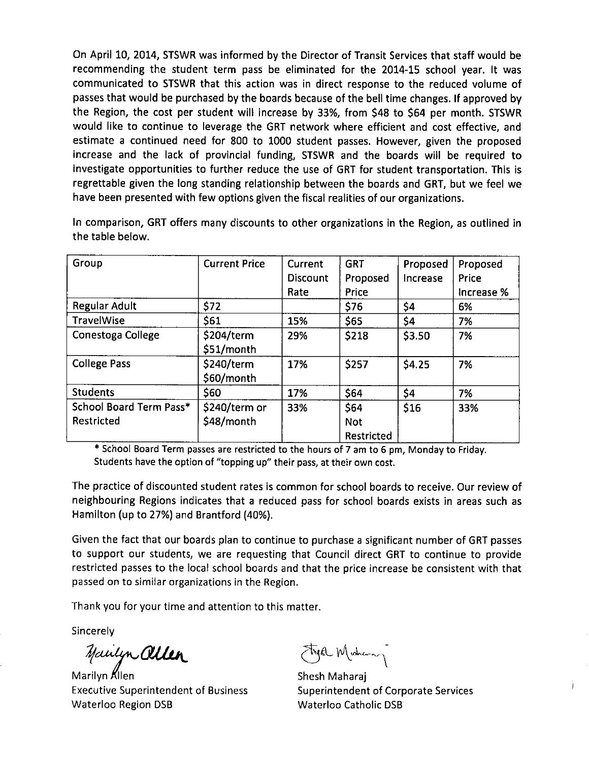On April 10, 2014, STSWR was informed by the Director of Transit Services that staff would be recommending the student term pass be eliminated for the 2014-15 school year. It was communicated to STSWR that this action was in direct response to the reduced volume of passes that would be purchased by the boards because of the bell time changes. If approved by the Region, the cost per student will increase by 33%, from $48 to $64 per month. STSWR would like to continue to leverage the GRT network where efficient and cost effective, and estimate a continued need for 800 to 1000 student passes. However, given the proposed increase and the lack of provincial funding, STSWR and the boards will be required to investigate opportunities to further reduce the use of GRT for student transportation. This is regrettable given the long standing relationship between the boards and GRT, but we feel we have been presented with few options given the fiscal realities of our organizations.

In comparison, GRT offers many discounts to other organizations in the Region, as outlined in the table below.

| Group | Current Price | Current Discount Rate | GRT Proposed Price | Proposed Increase | Proposed Price Increase % |
|---|---|---|---|---|---|
| Regular Adult | $72 | | $76 | $4 | 6% |
| TravelWise | $61 | 15% | $65 | $4 | 7% |
| Conestoga College | $204/term $51/month | 29% | $218 | $3.50 | 7% |
| College Pass | $240/term $60/month | 17% | $257 | $4.25 | 7% |
| Students | $60 | 17% | $64 | $4 | 7% |
| School Board Term Pass* Restricted | $240/term or $48/month | 33% | $64 Not Restricted | $16 | 33% |

\* School Board Term passes are restricted to the hours of 7 am to 6 pm, Monday to Friday. Students have the option of "topping up" their pass, at their own cost.

The practice of discounted student rates is common for school boards to receive. Our review of neighbouring Regions indicates that a reduced pass for school boards exists in areas such as Hamilton (up to 27%) and Brantford (40%).

Given the fact that our boards plan to continue to purchase a significant number of GRT passes to support our students, we are requesting that Council direct GRT to continue to provide restricted passes to the local school boards and that the price increase be consistent with that passed on to similar organizations in the Region.

Thank you for your time and attention to this matter.

Sincerely

Marilyn Allen
Executive Superintendent of Business
Waterloo Region DSB

Shesh Maharaj
Superintendent of Corporate Services
Waterloo Catholic DSB